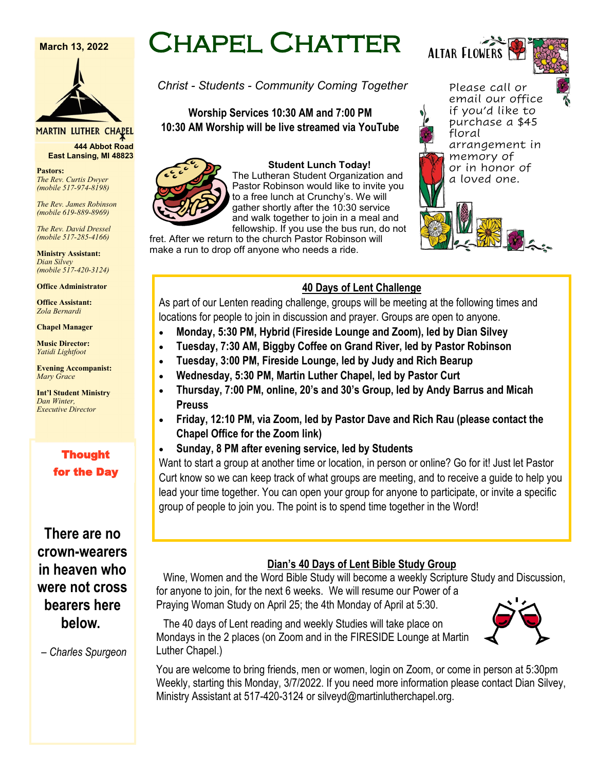# Chapel Chatter

March 13, 2022

*Christ - Students - Community Coming Together*

**Worship Services 10:30 AM and 7:00 PM**
**10:30 AM Worship will be live streamed via YouTube**

MARTIN LUTHER CHAPEL
444 Abbot Road
East Lansing, MI 48823

**Pastors:**
*The Rev. Curtis Dwyer (mobile 517-974-8198)*

*The Rev. James Robinson (mobile 619-889-8969)*

*The Rev. David Dressel (mobile 517-285-4166)*

**Ministry Assistant:**
*Dian Silvey (mobile 517-420-3124)*

**Office Administrator**

**Office Assistant:**
*Zola Bernardi*

**Chapel Manager**

**Music Director:**
*Yatidi Lightfoot*

**Evening Accompanist:**
*Mary Grace*

**Int'l Student Ministry**
*Dan Winter, Executive Director*

### Thought for the Day

**There are no crown-wearers in heaven who were not cross bearers here below.**

– *Charles Spurgeon*

### Student Lunch Today!

The Lutheran Student Organization and Pastor Robinson would like to invite you to a free lunch at Crunchy's. We will gather shortly after the 10:30 service and walk together to join in a meal and fellowship. If you use the bus run, do not fret. After we return to the church Pastor Robinson will make a run to drop off anyone who needs a ride.

### Altar Flowers

Please call or email our office if you'd like to purchase a $45 floral arrangement in memory of or in honor of a loved one.

### 40 Days of Lent Challenge

As part of our Lenten reading challenge, groups will be meeting at the following times and locations for people to join in discussion and prayer. Groups are open to anyone.

- **Monday, 5:30 PM, Hybrid (Fireside Lounge and Zoom), led by Dian Silvey**
- **Tuesday, 7:30 AM, Biggby Coffee on Grand River, led by Pastor Robinson**
- **Tuesday, 3:00 PM, Fireside Lounge, led by Judy and Rich Bearup**
- **Wednesday, 5:30 PM, Martin Luther Chapel, led by Pastor Curt**
- **Thursday, 7:00 PM, online, 20's and 30's Group, led by Andy Barrus and Micah Preuss**
- **Friday, 12:10 PM, via Zoom, led by Pastor Dave and Rich Rau (please contact the Chapel Office for the Zoom link)**
- **Sunday, 8 PM after evening service, led by Students**

Want to start a group at another time or location, in person or online? Go for it! Just let Pastor Curt know so we can keep track of what groups are meeting, and to receive a guide to help you lead your time together. You can open your group for anyone to participate, or invite a specific group of people to join you. The point is to spend time together in the Word!

### Dian's 40 Days of Lent Bible Study Group

Wine, Women and the Word Bible Study will become a weekly Scripture Study and Discussion, for anyone to join, for the next 6 weeks. We will resume our Power of a Praying Woman Study on April 25; the 4th Monday of April at 5:30.

The 40 days of Lent reading and weekly Studies will take place on Mondays in the 2 places (on Zoom and in the FIRESIDE Lounge at Martin Luther Chapel.)

You are welcome to bring friends, men or women, login on Zoom, or come in person at 5:30pm Weekly, starting this Monday, 3/7/2022. If you need more information please contact Dian Silvey, Ministry Assistant at 517-420-3124 or silveyd@martinlutherchapel.org.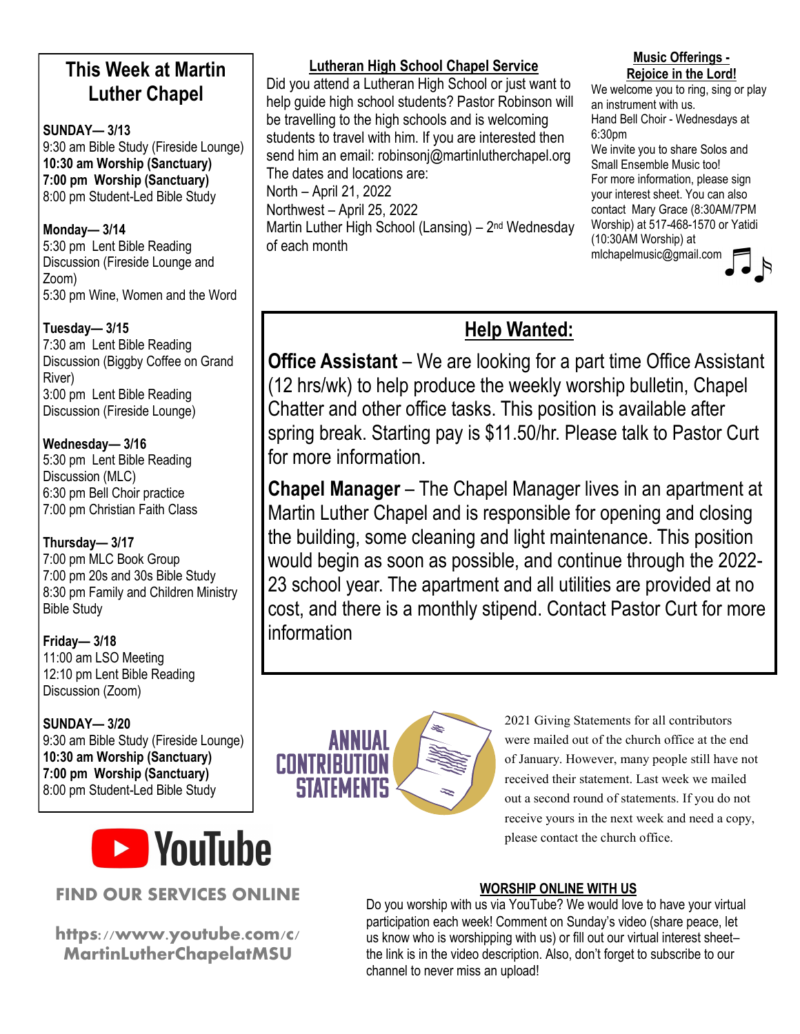## This Week at Martin Luther Chapel

**SUNDAY— 3/13**
9:30 am Bible Study (Fireside Lounge)
**10:30 am Worship (Sanctuary)**
**7:00 pm Worship (Sanctuary)**
8:00 pm Student-Led Bible Study

**Monday— 3/14**
5:30 pm Lent Bible Reading Discussion (Fireside Lounge and Zoom)
5:30 pm Wine, Women and the Word

**Tuesday— 3/15**
7:30 am Lent Bible Reading Discussion (Biggby Coffee on Grand River)
3:00 pm Lent Bible Reading Discussion (Fireside Lounge)

**Wednesday— 3/16**
5:30 pm Lent Bible Reading Discussion (MLC)
6:30 pm Bell Choir practice
7:00 pm Christian Faith Class

**Thursday— 3/17**
7:00 pm MLC Book Group
7:00 pm 20s and 30s Bible Study
8:30 pm Family and Children Ministry Bible Study

**Friday— 3/18**
11:00 am LSO Meeting
12:10 pm Lent Bible Reading Discussion (Zoom)

**SUNDAY— 3/20**
9:30 am Bible Study (Fireside Lounge)
**10:30 am Worship (Sanctuary)**
**7:00 pm Worship (Sanctuary)**
8:00 pm Student-Led Bible Study

YouTube

**FIND OUR SERVICES ONLINE**

**https://www.youtube.com/c/MartinLutherChapelatMSU**

### Lutheran High School Chapel Service

Did you attend a Lutheran High School or just want to help guide high school students? Pastor Robinson will be travelling to the high schools and is welcoming students to travel with him. If you are interested then send him an email: robinsonj@martinlutherchapel.org
The dates and locations are:
North – April 21, 2022
Northwest – April 25, 2022
Martin Luther High School (Lansing) – 2nd Wednesday of each month

### Music Offerings - Rejoice in the Lord!

We welcome you to ring, sing or play an instrument with us.
Hand Bell Choir - Wednesdays at 6:30pm
We invite you to share Solos and Small Ensemble Music too!
For more information, please sign your interest sheet. You can also contact Mary Grace (8:30AM/7PM Worship) at 517-468-1570 or Yatidi (10:30AM Worship) at mlchapelmusic@gmail.com

## Help Wanted:

**Office Assistant** – We are looking for a part time Office Assistant (12 hrs/wk) to help produce the weekly worship bulletin, Chapel Chatter and other office tasks. This position is available after spring break. Starting pay is $11.50/hr. Please talk to Pastor Curt for more information.

**Chapel Manager** – The Chapel Manager lives in an apartment at Martin Luther Chapel and is responsible for opening and closing the building, some cleaning and light maintenance. This position would begin as soon as possible, and continue through the 2022-23 school year. The apartment and all utilities are provided at no cost, and there is a monthly stipend. Contact Pastor Curt for more information

### ANNUAL CONTRIBUTION STATEMENTS

2021 Giving Statements for all contributors were mailed out of the church office at the end of January. However, many people still have not received their statement. Last week we mailed out a second round of statements. If you do not receive yours in the next week and need a copy, please contact the church office.

### WORSHIP ONLINE WITH US

Do you worship with us via YouTube? We would love to have your virtual participation each week! Comment on Sunday's video (share peace, let us know who is worshipping with us) or fill out our virtual interest sheet– the link is in the video description. Also, don't forget to subscribe to our channel to never miss an upload!